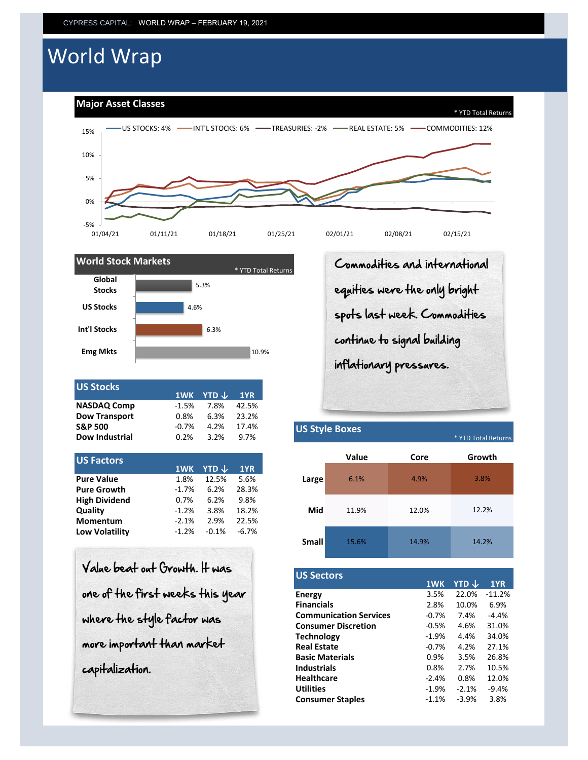CYPRESS CAPITAL: WORLD WRAP – FEBRUARY 19, 2021

# World Wrap

## Major Asset Classes

\* YTD Total Returns

US STOCKS: 4% | INT'L STOCKS: 6% | TREASURIES: -2% | REAL ESTATE: 5% | COMMODITIES: 12%

## World Stock Markets

\* YTD Total Returns

| Market | YTD |
|---|---|
| Global Stocks | 5.3% |
| US Stocks | 4.6% |
| Int'l Stocks | 6.3% |
| Emg Mkts | 10.9% |

Commodities and international equities were the only bright spots last week. Commodities continue to signal building inflationary pressures.

## US Stocks

| | 1WK | YTD ↓ | 1YR |
|---|---|---|---|
| **NASDAQ Comp** | -1.5% | 7.8% | 42.5% |
| **Dow Transport** | 0.8% | 6.3% | 23.2% |
| **S&P 500** | -0.7% | 4.2% | 17.4% |
| **Dow Industrial** | 0.2% | 3.2% | 9.7% |

## US Factors

| | 1WK | YTD ↓ | 1YR |
|---|---|---|---|
| **Pure Value** | 1.8% | 12.5% | 5.6% |
| **Pure Growth** | -1.7% | 6.2% | 28.3% |
| **High Dividend** | 0.7% | 6.2% | 9.8% |
| **Quality** | -1.2% | 3.8% | 18.2% |
| **Momentum** | -2.1% | 2.9% | 22.5% |
| **Low Volatility** | -1.2% | -0.1% | -6.7% |

Value beat out Growth. It was one of the first weeks this year where the style factor was more important than market capitalization.

## US Style Boxes

\* YTD Total Returns

| | Value | Core | Growth |
|---|---|---|---|
| **Large** | 6.1% | 4.9% | 3.8% |
| **Mid** | 11.9% | 12.0% | 12.2% |
| **Small** | 15.6% | 14.9% | 14.2% |

## US Sectors

| | 1WK | YTD ↓ | 1YR |
|---|---|---|---|
| **Energy** | 3.5% | 22.0% | -11.2% |
| **Financials** | 2.8% | 10.0% | 6.9% |
| **Communication Services** | -0.7% | 7.4% | -4.4% |
| **Consumer Discretion** | -0.5% | 4.6% | 31.0% |
| **Technology** | -1.9% | 4.4% | 34.0% |
| **Real Estate** | -0.7% | 4.2% | 27.1% |
| **Basic Materials** | 0.9% | 3.5% | 26.8% |
| **Industrials** | 0.8% | 2.7% | 10.5% |
| **Healthcare** | -2.4% | 0.8% | 12.0% |
| **Utilities** | -1.9% | -2.1% | -9.4% |
| **Consumer Staples** | -1.1% | -3.9% | 3.8% |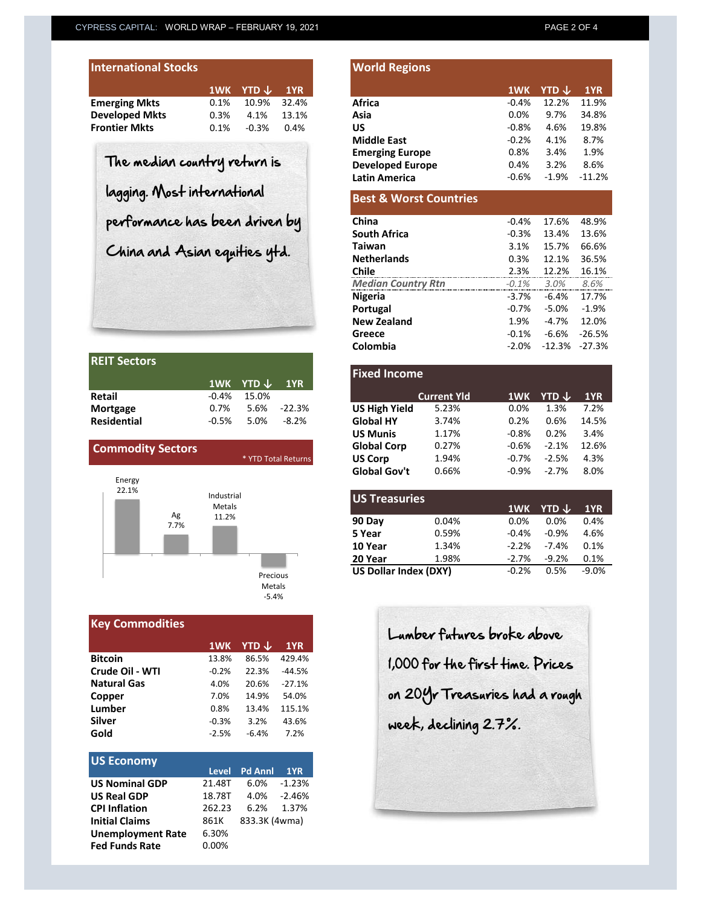## International Stocks

| | 1WK | YTD ↓ | 1YR |
|---|---|---|---|
| **Emerging Mkts** | 0.1% | 10.9% | 32.4% |
| **Developed Mkts** | 0.3% | 4.1% | 13.1% |
| **Frontier Mkts** | 0.1% | -0.3% | 0.4% |

The median country return is lagging. Most international performance has been driven by China and Asian equities ytd.

## World Regions

| | 1WK | YTD ↓ | 1YR |
|---|---|---|---|
| **Africa** | -0.4% | 12.2% | 11.9% |
| **Asia** | 0.0% | 9.7% | 34.8% |
| **US** | -0.8% | 4.6% | 19.8% |
| **Middle East** | -0.2% | 4.1% | 8.7% |
| **Emerging Europe** | 0.8% | 3.4% | 1.9% |
| **Developed Europe** | 0.4% | 3.2% | 8.6% |
| **Latin America** | -0.6% | -1.9% | -11.2% |

## Best & Worst Countries

| | 1WK | YTD ↓ | 1YR |
|---|---|---|---|
| **China** | -0.4% | 17.6% | 48.9% |
| **South Africa** | -0.3% | 13.4% | 13.6% |
| **Taiwan** | 3.1% | 15.7% | 66.6% |
| **Netherlands** | 0.3% | 12.1% | 36.5% |
| **Chile** | 2.3% | 12.2% | 16.1% |
| *Median Country Rtn* | *-0.1%* | *3.0%* | *8.6%* |
| **Nigeria** | -3.7% | -6.4% | 17.7% |
| **Portugal** | -0.7% | -5.0% | -1.9% |
| **New Zealand** | 1.9% | -4.7% | 12.0% |
| **Greece** | -0.1% | -6.6% | -26.5% |
| **Colombia** | -2.0% | -12.3% | -27.3% |

## REIT Sectors

| | 1WK | YTD ↓ | 1YR |
|---|---|---|---|
| **Retail** | -0.4% | 15.0% | |
| **Mortgage** | 0.7% | 5.6% | -22.3% |
| **Residential** | -0.5% | 5.0% | -8.2% |

## Commodity Sectors

\* YTD Total Returns

| Sector | YTD Total Return |
|---|---|
| Energy | 22.1% |
| Ag | 7.7% |
| Industrial Metals | 11.2% |
| Precious Metals | -5.4% |

## Fixed Income

| | Current Yld | 1WK | YTD ↓ | 1YR |
|---|---|---|---|---|
| **US High Yield** | 5.23% | 0.0% | 1.3% | 7.2% |
| **Global HY** | 3.74% | 0.2% | 0.6% | 14.5% |
| **US Munis** | 1.17% | -0.8% | 0.2% | 3.4% |
| **Global Corp** | 0.27% | -0.6% | -2.1% | 12.6% |
| **US Corp** | 1.94% | -0.7% | -2.5% | 4.3% |
| **Global Gov't** | 0.66% | -0.9% | -2.7% | 8.0% |

## US Treasuries

| | | 1WK | YTD ↓ | 1YR |
|---|---|---|---|---|
| **90 Day** | 0.04% | 0.0% | 0.0% | 0.4% |
| **5 Year** | 0.59% | -0.4% | -0.9% | 4.6% |
| **10 Year** | 1.34% | -2.2% | -7.4% | 0.1% |
| **20 Year** | 1.98% | -2.7% | -9.2% | 0.1% |
| **US Dollar Index (DXY)** | | -0.2% | 0.5% | -9.0% |

## Key Commodities

| | 1WK | YTD ↓ | 1YR |
|---|---|---|---|
| **Bitcoin** | 13.8% | 86.5% | 429.4% |
| **Crude Oil - WTI** | -0.2% | 22.3% | -44.5% |
| **Natural Gas** | 4.0% | 20.6% | -27.1% |
| **Copper** | 7.0% | 14.9% | 54.0% |
| **Lumber** | 0.8% | 13.4% | 115.1% |
| **Silver** | -0.3% | 3.2% | 43.6% |
| **Gold** | -2.5% | -6.4% | 7.2% |

Lumber futures broke above 1,000 for the first time. Prices on 20yr Treasuries had a rough week, declining 2.7%.

## US Economy

| | Level | Pd Annl | 1YR |
|---|---|---|---|
| **US Nominal GDP** | 21.48T | 6.0% | -1.23% |
| **US Real GDP** | 18.78T | 4.0% | -2.46% |
| **CPI Inflation** | 262.23 | 6.2% | 1.37% |
| **Initial Claims** | 861K | 833.3K (4wma) | |
| **Unemployment Rate** | 6.30% | | |
| **Fed Funds Rate** | 0.00% | | |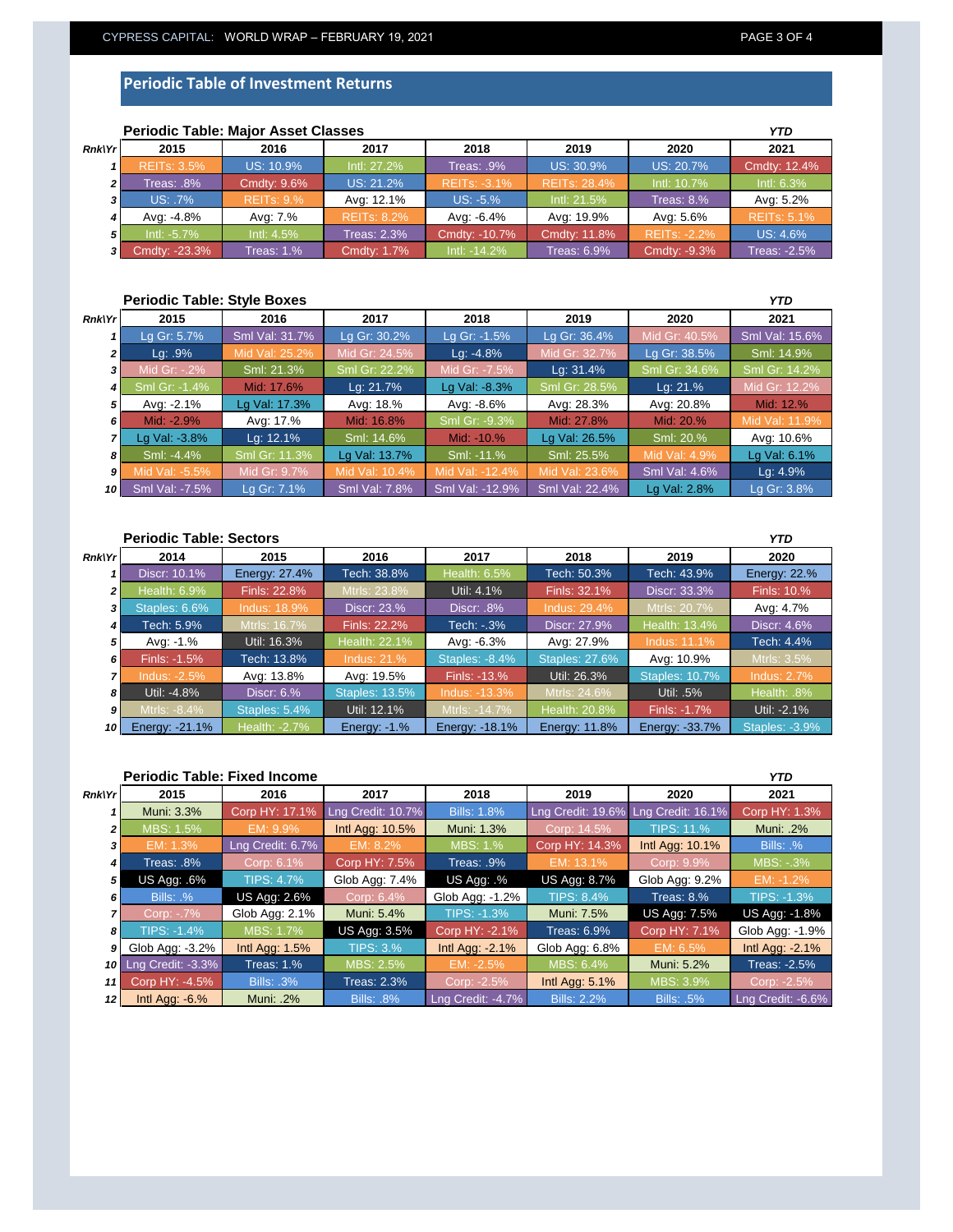## Periodic Table of Investment Returns

### Periodic Table: Major Asset Classes

| Rnk\Yr | 2015 | 2016 | 2017 | 2018 | 2019 | 2020 | YTD 2021 |
|---|---|---|---|---|---|---|---|
| 1 | REITs: 3.5% | US: 10.9% | Intl: 27.2% | Treas: .9% | US: 30.9% | US: 20.7% | Cmdty: 12.4% |
| 2 | Treas: .8% | Cmdty: 9.6% | US: 21.2% | REITs: -3.1% | REITs: 28.4% | Intl: 10.7% | Intl: 6.3% |
| 3 | US: .7% | REITs: 9.% | Avg: 12.1% | US: -5.% | Intl: 21.5% | Treas: 8.% | Avg: 5.2% |
| 4 | Avg: -4.8% | Avg: 7.% | REITs: 8.2% | Avg: -6.4% | Avg: 19.9% | Avg: 5.6% | REITs: 5.1% |
| 5 | Intl: -5.7% | Intl: 4.5% | Treas: 2.3% | Cmdty: -10.7% | Cmdty: 11.8% | REITs: -2.2% | US: 4.6% |
| 3 | Cmdty: -23.3% | Treas: 1.% | Cmdty: 1.7% | Intl: -14.2% | Treas: 6.9% | Cmdty: -9.3% | Treas: -2.5% |

### Periodic Table: Style Boxes

| Rnk\Yr | 2015 | 2016 | 2017 | 2018 | 2019 | 2020 | YTD 2021 |
|---|---|---|---|---|---|---|---|
| 1 | Lg Gr: 5.7% | Sml Val: 31.7% | Lg Gr: 30.2% | Lg Gr: -1.5% | Lg Gr: 36.4% | Mid Gr: 40.5% | Sml Val: 15.6% |
| 2 | Lg: .9% | Mid Val: 25.2% | Mid Gr: 24.5% | Lg: -4.8% | Mid Gr: 32.7% | Lg Gr: 38.5% | Sml: 14.9% |
| 3 | Mid Gr: -.2% | Sml: 21.3% | Sml Gr: 22.2% | Mid Gr: -7.5% | Lg: 31.4% | Sml Gr: 34.6% | Sml Gr: 14.2% |
| 4 | Sml Gr: -1.4% | Mid: 17.6% | Lg: 21.7% | Lg Val: -8.3% | Sml Gr: 28.5% | Lg: 21.% | Mid Gr: 12.2% |
| 5 | Avg: -2.1% | Lg Val: 17.3% | Avg: 18.% | Avg: -8.6% | Avg: 28.3% | Avg: 20.8% | Mid: 12.% |
| 6 | Mid: -2.9% | Avg: 17.% | Mid: 16.8% | Sml Gr: -9.3% | Mid: 27.8% | Mid: 20.% | Mid Val: 11.9% |
| 7 | Lg Val: -3.8% | Lg: 12.1% | Sml: 14.6% | Mid: -10.% | Lg Val: 26.5% | Sml: 20.% | Avg: 10.6% |
| 8 | Sml: -4.4% | Sml Gr: 11.3% | Lg Val: 13.7% | Sml: -11.% | Sml: 25.5% | Mid Val: 4.9% | Lg Val: 6.1% |
| 9 | Mid Val: -5.5% | Mid Gr: 9.7% | Mid Val: 10.4% | Mid Val: -12.4% | Mid Val: 23.6% | Sml Val: 4.6% | Lg: 4.9% |
| 10 | Sml Val: -7.5% | Lg Gr: 7.1% | Sml Val: 7.8% | Sml Val: -12.9% | Sml Val: 22.4% | Lg Val: 2.8% | Lg Gr: 3.8% |

### Periodic Table: Sectors

| Rnk\Yr | 2014 | 2015 | 2016 | 2017 | 2018 | 2019 | YTD 2020 |
|---|---|---|---|---|---|---|---|
| 1 | Discr: 10.1% | Energy: 27.4% | Tech: 38.8% | Health: 6.5% | Tech: 50.3% | Tech: 43.9% | Energy: 22.% |
| 2 | Health: 6.9% | Finls: 22.8% | Mtrls: 23.8% | Util: 4.1% | Finls: 32.1% | Discr: 33.3% | Finls: 10.% |
| 3 | Staples: 6.6% | Indus: 18.9% | Discr: 23.% | Discr: .8% | Indus: 29.4% | Mtrls: 20.7% | Avg: 4.7% |
| 4 | Tech: 5.9% | Mtrls: 16.7% | Finls: 22.2% | Tech: -.3% | Discr: 27.9% | Health: 13.4% | Discr: 4.6% |
| 5 | Avg: -1.% | Util: 16.3% | Health: 22.1% | Avg: -6.3% | Avg: 27.9% | Indus: 11.1% | Tech: 4.4% |
| 6 | Finls: -1.5% | Tech: 13.8% | Indus: 21.% | Staples: -8.4% | Staples: 27.6% | Avg: 10.9% | Mtrls: 3.5% |
| 7 | Indus: -2.5% | Avg: 13.8% | Avg: 19.5% | Finls: -13.% | Util: 26.3% | Staples: 10.7% | Indus: 2.7% |
| 8 | Util: -4.8% | Discr: 6.% | Staples: 13.5% | Indus: -13.3% | Mtrls: 24.6% | Util: .5% | Health: .8% |
| 9 | Mtrls: -8.4% | Staples: 5.4% | Util: 12.1% | Mtrls: -14.7% | Health: 20.8% | Finls: -1.7% | Util: -2.1% |
| 10 | Energy: -21.1% | Health: -2.7% | Energy: -1.% | Energy: -18.1% | Energy: 11.8% | Energy: -33.7% | Staples: -3.9% |

### Periodic Table: Fixed Income

| Rnk\Yr | 2015 | 2016 | 2017 | 2018 | 2019 | 2020 | YTD 2021 |
|---|---|---|---|---|---|---|---|
| 1 | Muni: 3.3% | Corp HY: 17.1% | Lng Credit: 10.7% | Bills: 1.8% | Lng Credit: 19.6% | Lng Credit: 16.1% | Corp HY: 1.3% |
| 2 | MBS: 1.5% | EM: 9.9% | Intl Agg: 10.5% | Muni: 1.3% | Corp: 14.5% | TIPS: 11.% | Muni: .2% |
| 3 | EM: 1.3% | Lng Credit: 6.7% | EM: 8.2% | MBS: 1.% | Corp HY: 14.3% | Intl Agg: 10.1% | Bills: .% |
| 4 | Treas: .8% | Corp: 6.1% | Corp HY: 7.5% | Treas: .9% | EM: 13.1% | Corp: 9.9% | MBS: -.3% |
| 5 | US Agg: .6% | TIPS: 4.7% | Glob Agg: 7.4% | US Agg: .% | US Agg: 8.7% | Glob Agg: 9.2% | EM: -1.2% |
| 6 | Bills: .% | US Agg: 2.6% | Corp: 6.4% | Glob Agg: -1.2% | TIPS: 8.4% | Treas: 8.% | TIPS: -1.3% |
| 7 | Corp: -.7% | Glob Agg: 2.1% | Muni: 5.4% | TIPS: -1.3% | Muni: 7.5% | US Agg: 7.5% | US Agg: -1.8% |
| 8 | TIPS: -1.4% | MBS: 1.7% | US Agg: 3.5% | Corp HY: -2.1% | Treas: 6.9% | Corp HY: 7.1% | Glob Agg: -1.9% |
| 9 | Glob Agg: -3.2% | Intl Agg: 1.5% | TIPS: 3.% | Intl Agg: -2.1% | Glob Agg: 6.8% | EM: 6.5% | Intl Agg: -2.1% |
| 10 | Lng Credit: -3.3% | Treas: 1.% | MBS: 2.5% | EM: -2.5% | MBS: 6.4% | Muni: 5.2% | Treas: -2.5% |
| 11 | Corp HY: -4.5% | Bills: .3% | Treas: 2.3% | Corp: -2.5% | Intl Agg: 5.1% | MBS: 3.9% | Corp: -2.5% |
| 12 | Intl Agg: -6.% | Muni: .2% | Bills: .8% | Lng Credit: -4.7% | Bills: 2.2% | Bills: .5% | Lng Credit: -6.6% |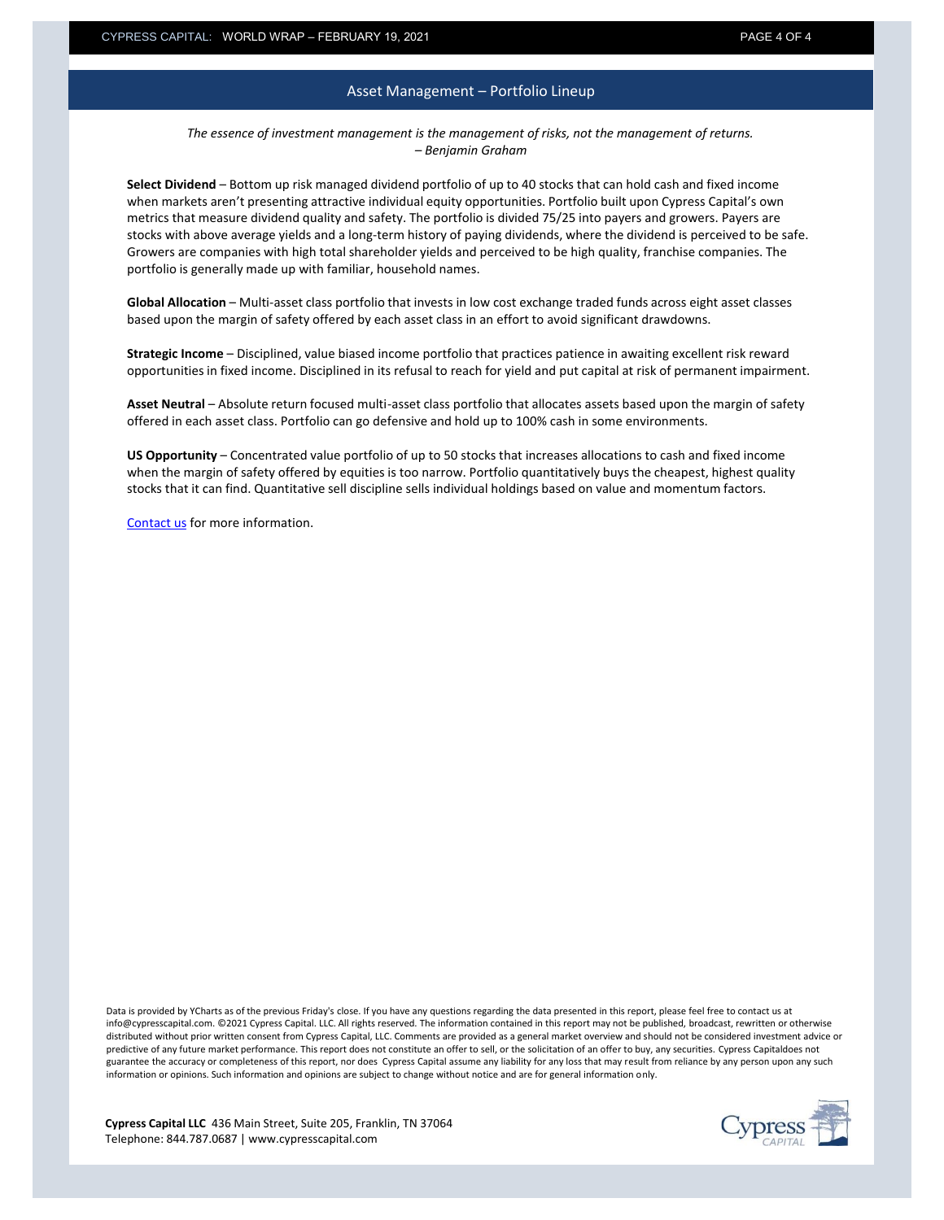## Asset Management – Portfolio Lineup

*The essence of investment management is the management of risks, not the management of returns.*
*– Benjamin Graham*

**Select Dividend** – Bottom up risk managed dividend portfolio of up to 40 stocks that can hold cash and fixed income when markets aren't presenting attractive individual equity opportunities. Portfolio built upon Cypress Capital's own metrics that measure dividend quality and safety. The portfolio is divided 75/25 into payers and growers. Payers are stocks with above average yields and a long-term history of paying dividends, where the dividend is perceived to be safe. Growers are companies with high total shareholder yields and perceived to be high quality, franchise companies. The portfolio is generally made up with familiar, household names.

**Global Allocation** – Multi-asset class portfolio that invests in low cost exchange traded funds across eight asset classes based upon the margin of safety offered by each asset class in an effort to avoid significant drawdowns.

**Strategic Income** – Disciplined, value biased income portfolio that practices patience in awaiting excellent risk reward opportunities in fixed income. Disciplined in its refusal to reach for yield and put capital at risk of permanent impairment.

**Asset Neutral** – Absolute return focused multi-asset class portfolio that allocates assets based upon the margin of safety offered in each asset class. Portfolio can go defensive and hold up to 100% cash in some environments.

**US Opportunity** – Concentrated value portfolio of up to 50 stocks that increases allocations to cash and fixed income when the margin of safety offered by equities is too narrow. Portfolio quantitatively buys the cheapest, highest quality stocks that it can find. Quantitative sell discipline sells individual holdings based on value and momentum factors.

Contact us for more information.

Data is provided by YCharts as of the previous Friday's close. If you have any questions regarding the data presented in this report, please feel free to contact us at info@cypresscapital.com. ©2021 Cypress Capital. LLC. All rights reserved. The information contained in this report may not be published, broadcast, rewritten or otherwise distributed without prior written consent from Cypress Capital, LLC. Comments are provided as a general market overview and should not be considered investment advice or predictive of any future market performance. This report does not constitute an offer to sell, or the solicitation of an offer to buy, any securities. Cypress Capitaldoes not guarantee the accuracy or completeness of this report, nor does Cypress Capital assume any liability for any loss that may result from reliance by any person upon any such information or opinions. Such information and opinions are subject to change without notice and are for general information only.

**Cypress Capital LLC** 436 Main Street, Suite 205, Franklin, TN 37064
Telephone: 844.787.0687 | www.cypresscapital.com